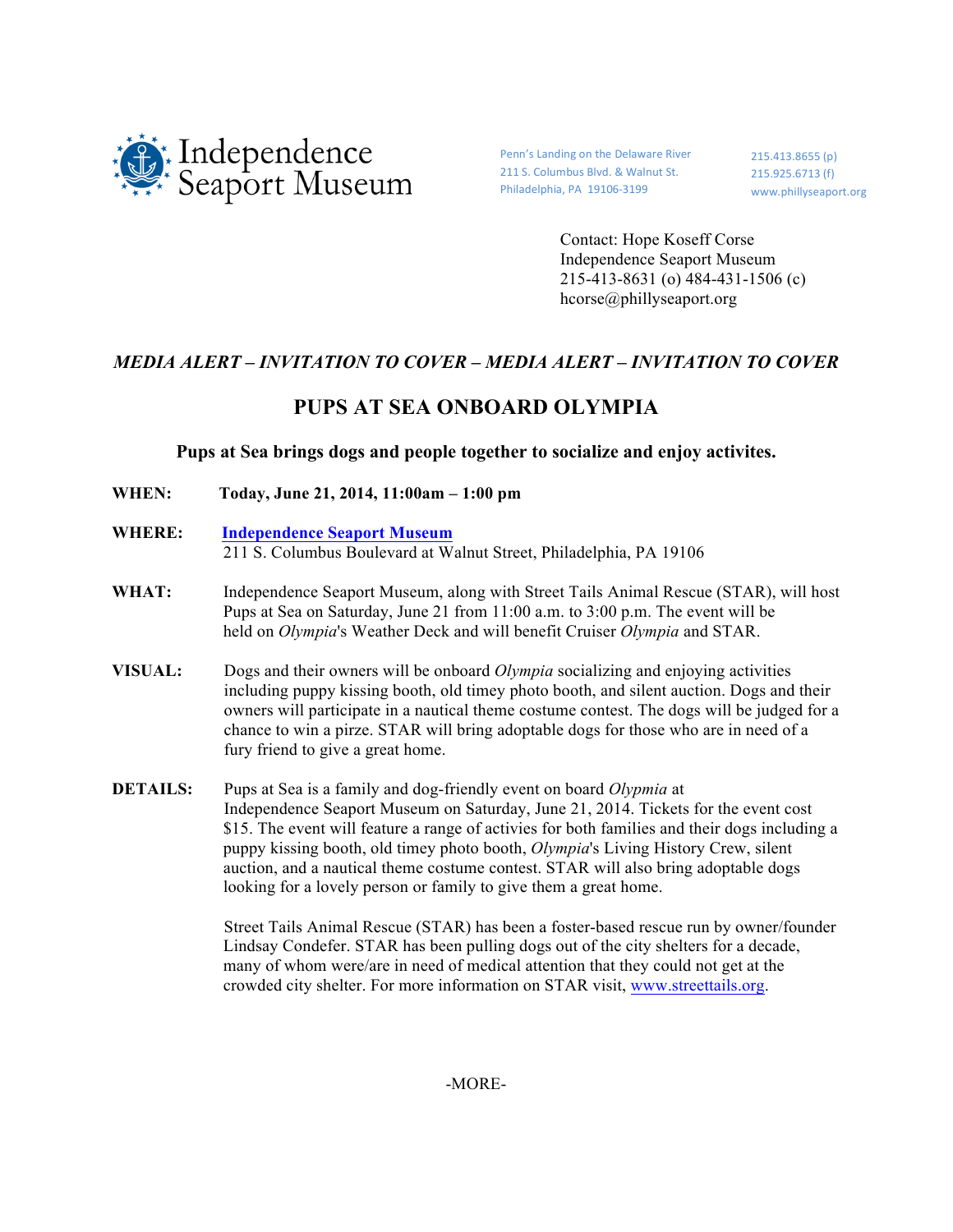**Independence Seaport Museum**

Penn's Landing on the Delaware River
211 S. Columbus Blvd. & Walnut St.
Philadelphia, PA 19106-3199

215.413.8655 (p)
215.925.6713 (f)
www.phillyseaport.org

Contact: Hope Koseff Corse
Independence Seaport Museum
215-413-8631 (o) 484-431-1506 (c)
hcorse@phillyseaport.org

***MEDIA ALERT – INVITATION TO COVER – MEDIA ALERT – INVITATION TO COVER***

# PUPS AT SEA ONBOARD OLYMPIA

**Pups at Sea brings dogs and people together to socialize and enjoy activites.**

**WHEN:** **Today, June 21, 2014, 11:00am – 1:00 pm**

**WHERE:** **[Independence Seaport Museum]**
211 S. Columbus Boulevard at Walnut Street, Philadelphia, PA 19106

**WHAT:** Independence Seaport Museum, along with Street Tails Animal Rescue (STAR), will host Pups at Sea on Saturday, June 21 from 11:00 a.m. to 3:00 p.m. The event will be held on *Olympia*'s Weather Deck and will benefit Cruiser *Olympia* and STAR.

**VISUAL:** Dogs and their owners will be onboard *Olympia* socializing and enjoying activities including puppy kissing booth, old timey photo booth, and silent auction. Dogs and their owners will participate in a nautical theme costume contest. The dogs will be judged for a chance to win a pirze. STAR will bring adoptable dogs for those who are in need of a fury friend to give a great home.

**DETAILS:** Pups at Sea is a family and dog-friendly event on board *Olypmia* at Independence Seaport Museum on Saturday, June 21, 2014. Tickets for the event cost $15. The event will feature a range of activies for both families and their dogs including a puppy kissing booth, old timey photo booth, *Olympia*'s Living History Crew, silent auction, and a nautical theme costume contest. STAR will also bring adoptable dogs looking for a lovely person or family to give them a great home.

Street Tails Animal Rescue (STAR) has been a foster-based rescue run by owner/founder Lindsay Condefer. STAR has been pulling dogs out of the city shelters for a decade, many of whom were/are in need of medical attention that they could not get at the crowded city shelter. For more information on STAR visit, www.streettails.org.

-MORE-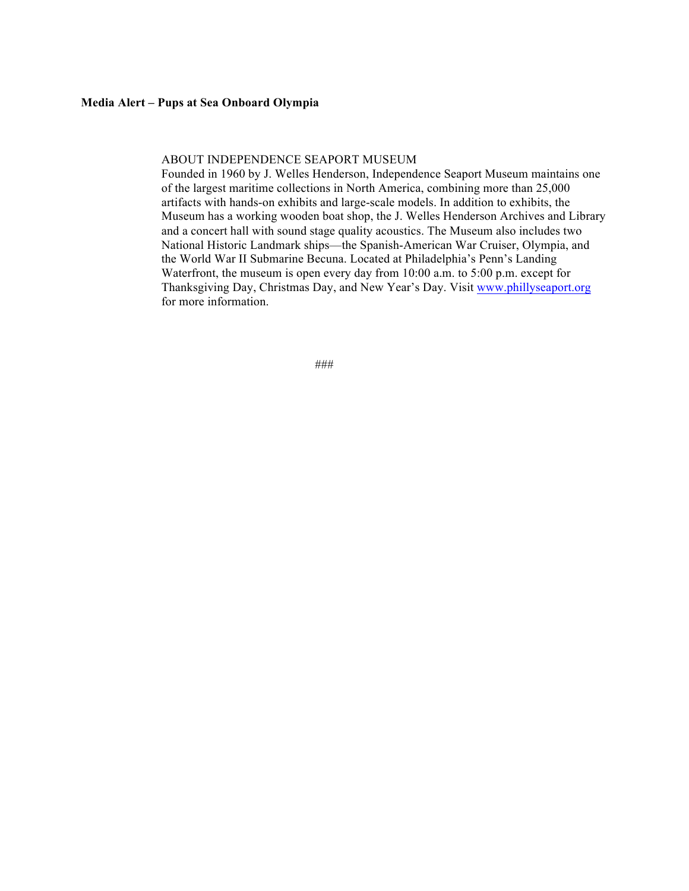**Media Alert – Pups at Sea Onboard Olympia**

ABOUT INDEPENDENCE SEAPORT MUSEUM

Founded in 1960 by J. Welles Henderson, Independence Seaport Museum maintains one of the largest maritime collections in North America, combining more than 25,000 artifacts with hands-on exhibits and large-scale models. In addition to exhibits, the Museum has a working wooden boat shop, the J. Welles Henderson Archives and Library and a concert hall with sound stage quality acoustics. The Museum also includes two National Historic Landmark ships—the Spanish-American War Cruiser, Olympia, and the World War II Submarine Becuna. Located at Philadelphia's Penn's Landing Waterfront, the museum is open every day from 10:00 a.m. to 5:00 p.m. except for Thanksgiving Day, Christmas Day, and New Year's Day. Visit www.phillyseaport.org for more information.

###